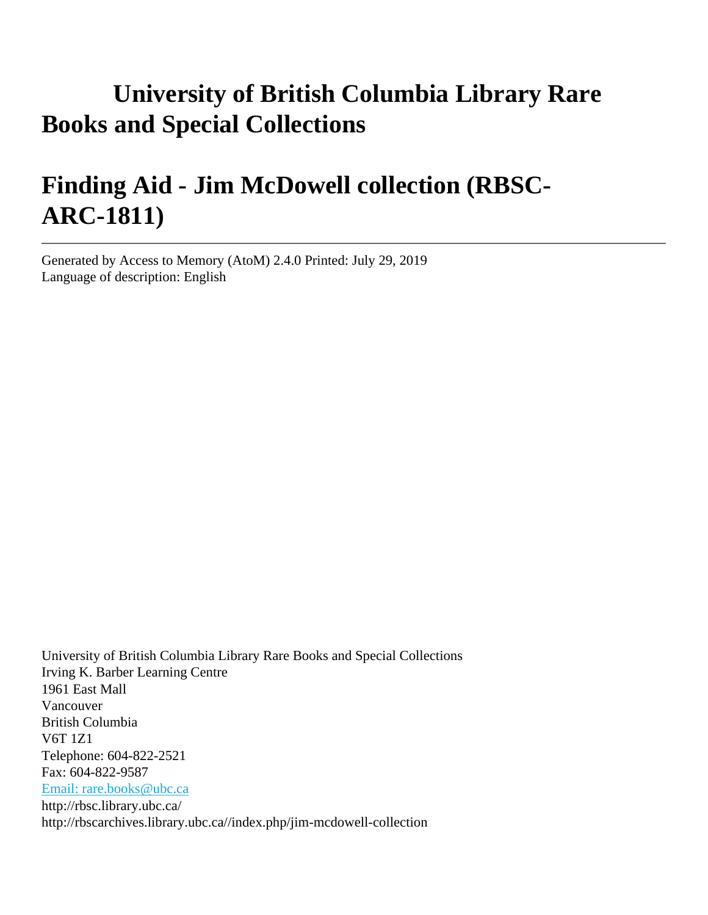# University of British Columbia Library Rare Books and Special Collections

# Finding Aid - Jim McDowell collection (RBSC-ARC-1811)

---

Generated by Access to Memory (AtoM) 2.4.0 Printed: July 29, 2019
Language of description: English

University of British Columbia Library Rare Books and Special Collections
Irving K. Barber Learning Centre
1961 East Mall
Vancouver
British Columbia
V6T 1Z1
Telephone: 604-822-2521
Fax: 604-822-9587
Email: rare.books@ubc.ca
http://rbsc.library.ubc.ca/
http://rbscarchives.library.ubc.ca//index.php/jim-mcdowell-collection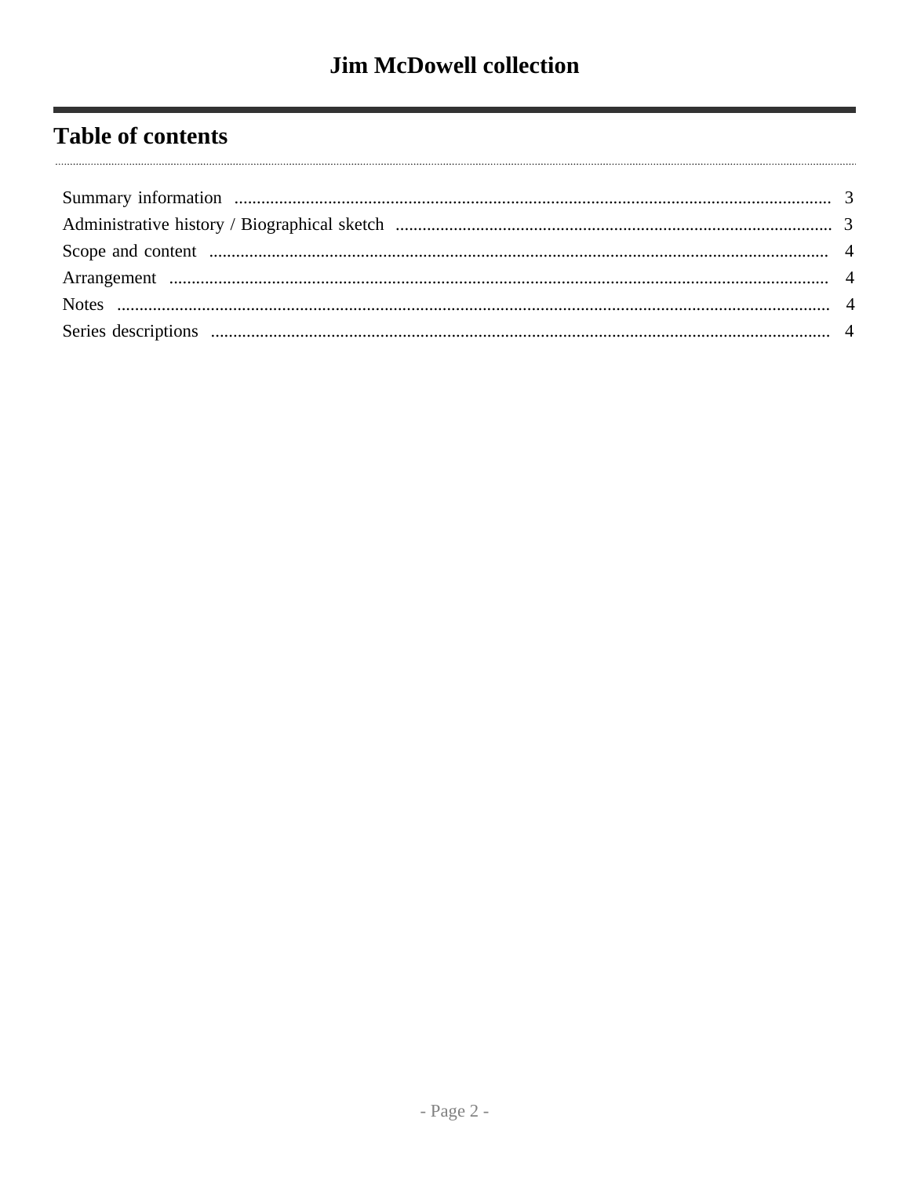# Table of contents

Summary information ........................................................................ 3
Administrative history / Biographical sketch ........................................................................ 3
Scope and content ........................................................................ 4
Arrangement ........................................................................ 4
Notes ........................................................................ 4
Series descriptions ........................................................................ 4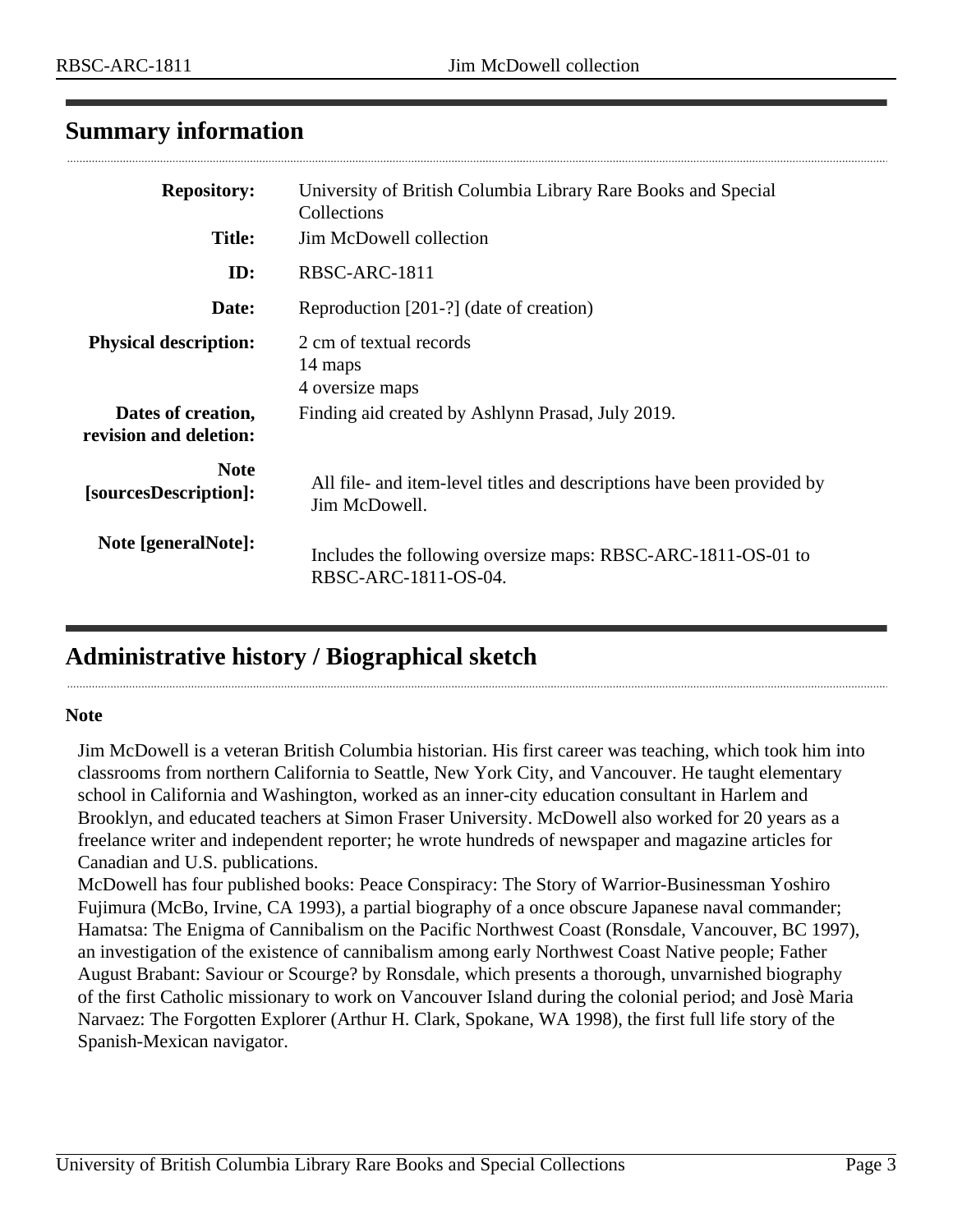## Summary information

| | |
|---|---|
| **Repository:** | University of British Columbia Library Rare Books and Special Collections |
| **Title:** | Jim McDowell collection |
| **ID:** | RBSC-ARC-1811 |
| **Date:** | Reproduction [201-?] (date of creation) |
| **Physical description:** | 2 cm of textual records<br>14 maps<br>4 oversize maps |
| **Dates of creation, revision and deletion:** | Finding aid created by Ashlynn Prasad, July 2019. |
| **Note [sourcesDescription]:** | All file- and item-level titles and descriptions have been provided by Jim McDowell. |
| **Note [generalNote]:** | Includes the following oversize maps: RBSC-ARC-1811-OS-01 to RBSC-ARC-1811-OS-04. |

## Administrative history / Biographical sketch

**Note**

Jim McDowell is a veteran British Columbia historian. His first career was teaching, which took him into classrooms from northern California to Seattle, New York City, and Vancouver. He taught elementary school in California and Washington, worked as an inner-city education consultant in Harlem and Brooklyn, and educated teachers at Simon Fraser University. McDowell also worked for 20 years as a freelance writer and independent reporter; he wrote hundreds of newspaper and magazine articles for Canadian and U.S. publications.

McDowell has four published books: Peace Conspiracy: The Story of Warrior-Businessman Yoshiro Fujimura (McBo, Irvine, CA 1993), a partial biography of a once obscure Japanese naval commander; Hamatsa: The Enigma of Cannibalism on the Pacific Northwest Coast (Ronsdale, Vancouver, BC 1997), an investigation of the existence of cannibalism among early Northwest Coast Native people; Father August Brabant: Saviour or Scourge? by Ronsdale, which presents a thorough, unvarnished biography of the first Catholic missionary to work on Vancouver Island during the colonial period; and Josè Maria Narvaez: The Forgotten Explorer (Arthur H. Clark, Spokane, WA 1998), the first full life story of the Spanish-Mexican navigator.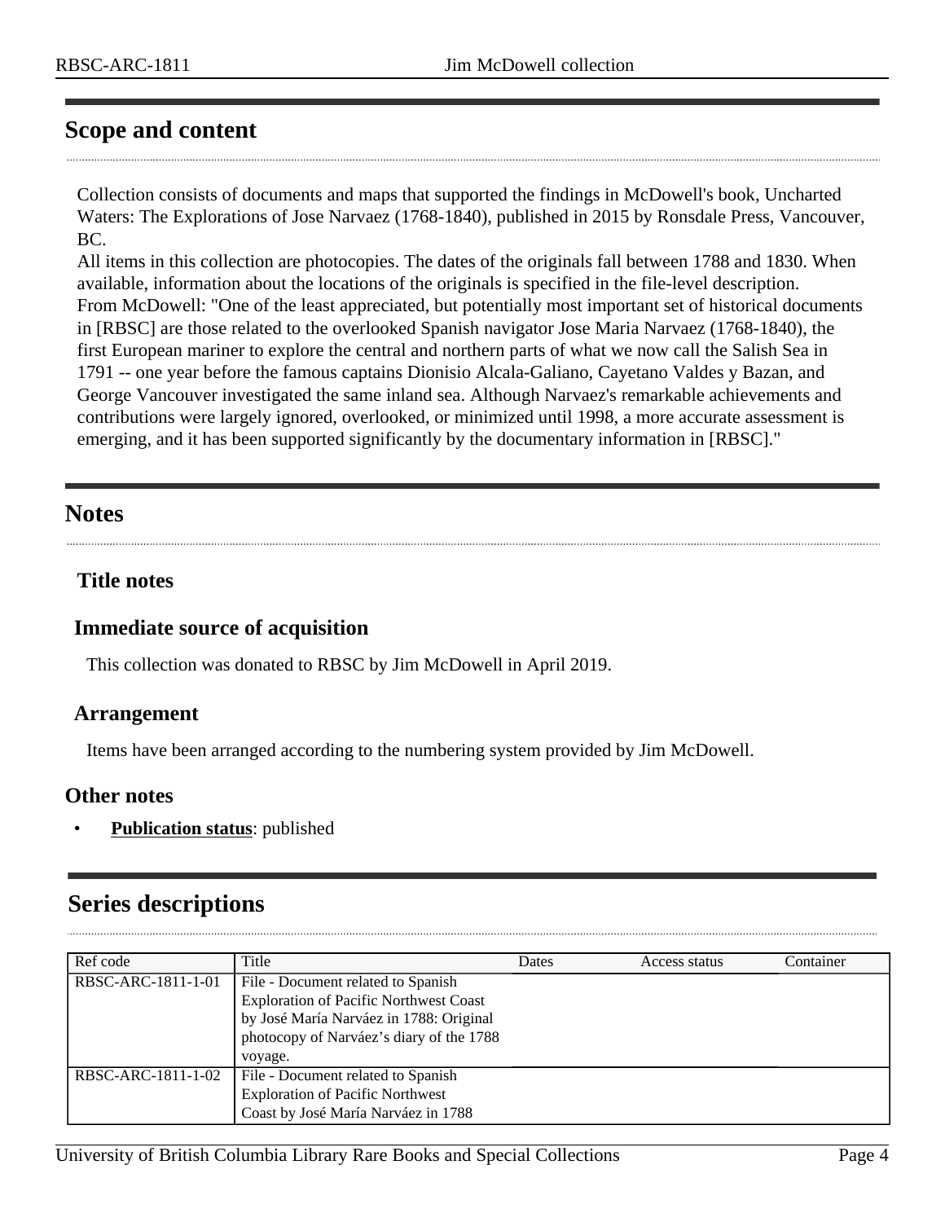## Scope and content

Collection consists of documents and maps that supported the findings in McDowell's book, Uncharted Waters: The Explorations of Jose Narvaez (1768-1840), published in 2015 by Ronsdale Press, Vancouver, BC.
All items in this collection are photocopies. The dates of the originals fall between 1788 and 1830. When available, information about the locations of the originals is specified in the file-level description.
From McDowell: "One of the least appreciated, but potentially most important set of historical documents in [RBSC] are those related to the overlooked Spanish navigator Jose Maria Narvaez (1768-1840), the first European mariner to explore the central and northern parts of what we now call the Salish Sea in 1791 -- one year before the famous captains Dionisio Alcala-Galiano, Cayetano Valdes y Bazan, and George Vancouver investigated the same inland sea. Although Narvaez's remarkable achievements and contributions were largely ignored, overlooked, or minimized until 1998, a more accurate assessment is emerging, and it has been supported significantly by the documentary information in [RBSC]."

## Notes

### Title notes

### Immediate source of acquisition

This collection was donated to RBSC by Jim McDowell in April 2019.

### Arrangement

Items have been arranged according to the numbering system provided by Jim McDowell.

### Other notes

- **Publication status**: published

## Series descriptions

| Ref code | Title | Dates | Access status | Container |
|---|---|---|---|---|
| RBSC-ARC-1811-1-01 | File - Document related to Spanish Exploration of Pacific Northwest Coast by José María Narváez in 1788: Original photocopy of Narváez's diary of the 1788 voyage. | | | |
| RBSC-ARC-1811-1-02 | File - Document related to Spanish Exploration of Pacific Northwest Coast by José María Narváez in 1788 | | | |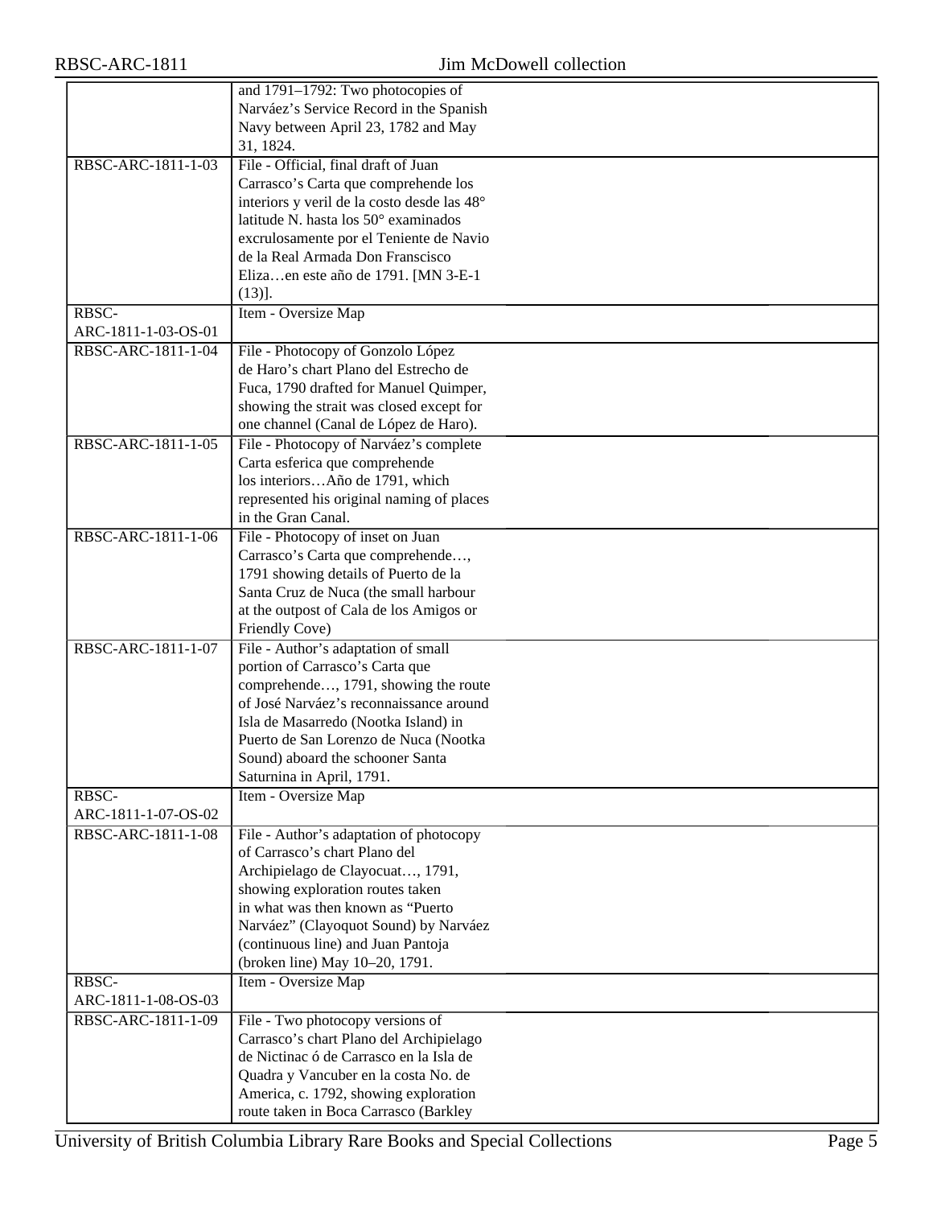| | |
|---|---|
| | and 1791–1792: Two photocopies of Narváez's Service Record in the Spanish Navy between April 23, 1782 and May 31, 1824. |
| RBSC-ARC-1811-1-03 | File - Official, final draft of Juan Carrasco's Carta que comprehende los interiors y veril de la costo desde las 48° latitude N. hasta los 50° examinados excrulosamente por el Teniente de Navio de la Real Armada Don Franscisco Eliza…en este año de 1791. [MN 3-E-1 (13)]. |
| RBSC-ARC-1811-1-03-OS-01 | Item - Oversize Map |
| RBSC-ARC-1811-1-04 | File - Photocopy of Gonzolo López de Haro's chart Plano del Estrecho de Fuca, 1790 drafted for Manuel Quimper, showing the strait was closed except for one channel (Canal de López de Haro). |
| RBSC-ARC-1811-1-05 | File - Photocopy of Narváez's complete Carta esferica que comprehende los interiors…Año de 1791, which represented his original naming of places in the Gran Canal. |
| RBSC-ARC-1811-1-06 | File - Photocopy of inset on Juan Carrasco's Carta que comprehende…, 1791 showing details of Puerto de la Santa Cruz de Nuca (the small harbour at the outpost of Cala de los Amigos or Friendly Cove) |
| RBSC-ARC-1811-1-07 | File - Author's adaptation of small portion of Carrasco's Carta que comprehende…, 1791, showing the route of José Narváez's reconnaissance around Isla de Masarredo (Nootka Island) in Puerto de San Lorenzo de Nuca (Nootka Sound) aboard the schooner Santa Saturnina in April, 1791. |
| RBSC-ARC-1811-1-07-OS-02 | Item - Oversize Map |
| RBSC-ARC-1811-1-08 | File - Author's adaptation of photocopy of Carrasco's chart Plano del Archipielago de Clayocuat…, 1791, showing exploration routes taken in what was then known as "Puerto Narváez" (Clayoquot Sound) by Narváez (continuous line) and Juan Pantoja (broken line) May 10–20, 1791. |
| RBSC-ARC-1811-1-08-OS-03 | Item - Oversize Map |
| RBSC-ARC-1811-1-09 | File - Two photocopy versions of Carrasco's chart Plano del Archipielago de Nictinac ó de Carrasco en la Isla de Quadra y Vancuber en la costa No. de America, c. 1792, showing exploration route taken in Boca Carrasco (Barkley |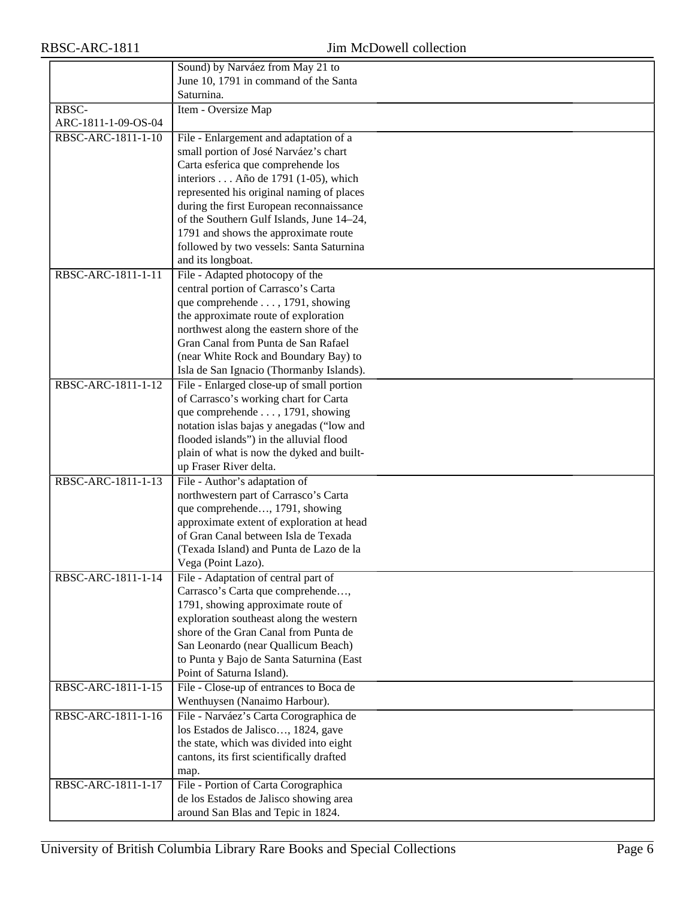| | |
|---|---|
| | Sound) by Narváez from May 21 to June 10, 1791 in command of the Santa Saturnina. |
| RBSC-ARC-1811-1-09-OS-04 | Item - Oversize Map |
| RBSC-ARC-1811-1-10 | File - Enlargement and adaptation of a small portion of José Narváez's chart Carta esferica que comprehende los interiors . . . Año de 1791 (1-05), which represented his original naming of places during the first European reconnaissance of the Southern Gulf Islands, June 14–24, 1791 and shows the approximate route followed by two vessels: Santa Saturnina and its longboat. |
| RBSC-ARC-1811-1-11 | File - Adapted photocopy of the central portion of Carrasco's Carta que comprehende . . . , 1791, showing the approximate route of exploration northwest along the eastern shore of the Gran Canal from Punta de San Rafael (near White Rock and Boundary Bay) to Isla de San Ignacio (Thormanby Islands). |
| RBSC-ARC-1811-1-12 | File - Enlarged close-up of small portion of Carrasco's working chart for Carta que comprehende . . . , 1791, showing notation islas bajas y anegadas ("low and flooded islands") in the alluvial flood plain of what is now the dyked and built-up Fraser River delta. |
| RBSC-ARC-1811-1-13 | File - Author's adaptation of northwestern part of Carrasco's Carta que comprehende…, 1791, showing approximate extent of exploration at head of Gran Canal between Isla de Texada (Texada Island) and Punta de Lazo de la Vega (Point Lazo). |
| RBSC-ARC-1811-1-14 | File - Adaptation of central part of Carrasco's Carta que comprehende…, 1791, showing approximate route of exploration southeast along the western shore of the Gran Canal from Punta de San Leonardo (near Quallicum Beach) to Punta y Bajo de Santa Saturnina (East Point of Saturna Island). |
| RBSC-ARC-1811-1-15 | File - Close-up of entrances to Boca de Wenthuysen (Nanaimo Harbour). |
| RBSC-ARC-1811-1-16 | File - Narváez's Carta Corographica de los Estados de Jalisco…, 1824, gave the state, which was divided into eight cantons, its first scientifically drafted map. |
| RBSC-ARC-1811-1-17 | File - Portion of Carta Corographica de los Estados de Jalisco showing area around San Blas and Tepic in 1824. |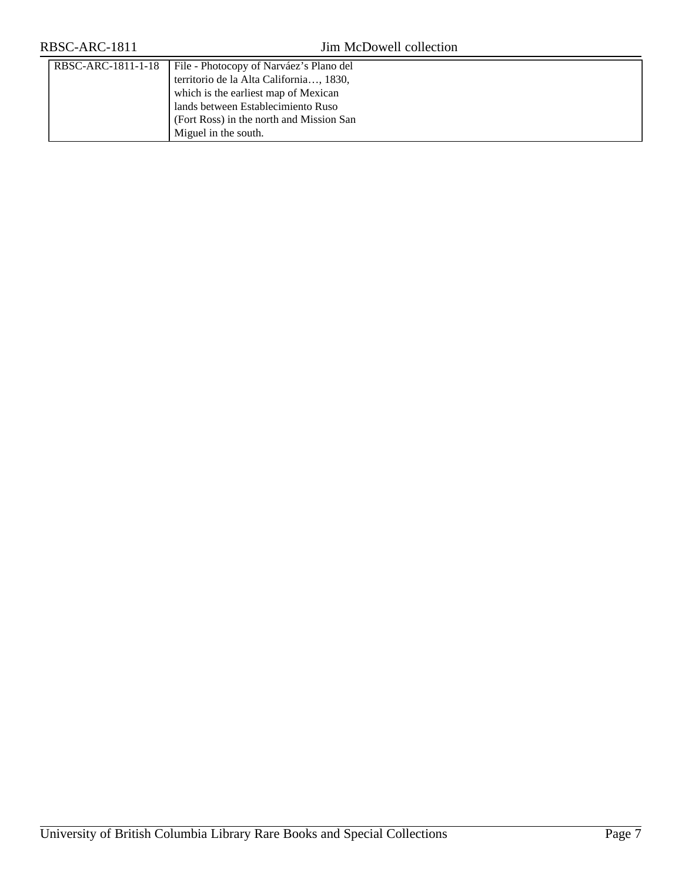| | |
|---|---|
| RBSC-ARC-1811-1-18 | File - Photocopy of Narváez's Plano del territorio de la Alta California…, 1830, which is the earliest map of Mexican lands between Establecimiento Ruso (Fort Ross) in the north and Mission San Miguel in the south. |